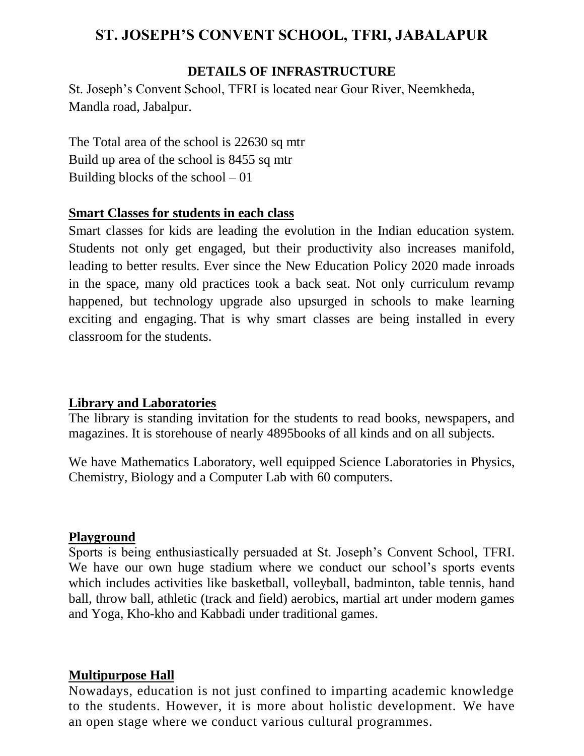# ST. JOSEPH'S CONVENT SCHOOL, TFRI, JABALAPUR

## DETAILS OF INFRASTRUCTURE

St. Joseph's Convent School, TFRI is located near Gour River, Neemkheda, Mandla road, Jabalpur.

The Total area of the school is 22630 sq mtr
Build up area of the school is 8455 sq mtr
Building blocks of the school – 01

### Smart Classes for students in each class

Smart classes for kids are leading the evolution in the Indian education system. Students not only get engaged, but their productivity also increases manifold, leading to better results. Ever since the New Education Policy 2020 made inroads in the space, many old practices took a back seat. Not only curriculum revamp happened, but technology upgrade also upsurged in schools to make learning exciting and engaging. That is why smart classes are being installed in every classroom for the students.

### Library and Laboratories

The library is standing invitation for the students to read books, newspapers, and magazines. It is storehouse of nearly 4895books of all kinds and on all subjects.

We have Mathematics Laboratory, well equipped Science Laboratories in Physics, Chemistry, Biology and a Computer Lab with 60 computers.

### Playground

Sports is being enthusiastically persuaded at St. Joseph's Convent School, TFRI. We have our own huge stadium where we conduct our school's sports events which includes activities like basketball, volleyball, badminton, table tennis, hand ball, throw ball, athletic (track and field) aerobics, martial art under modern games and Yoga, Kho-kho and Kabbadi under traditional games.

### Multipurpose Hall

Nowadays, education is not just confined to imparting academic knowledge to the students. However, it is more about holistic development. We have an open stage where we conduct various cultural programmes.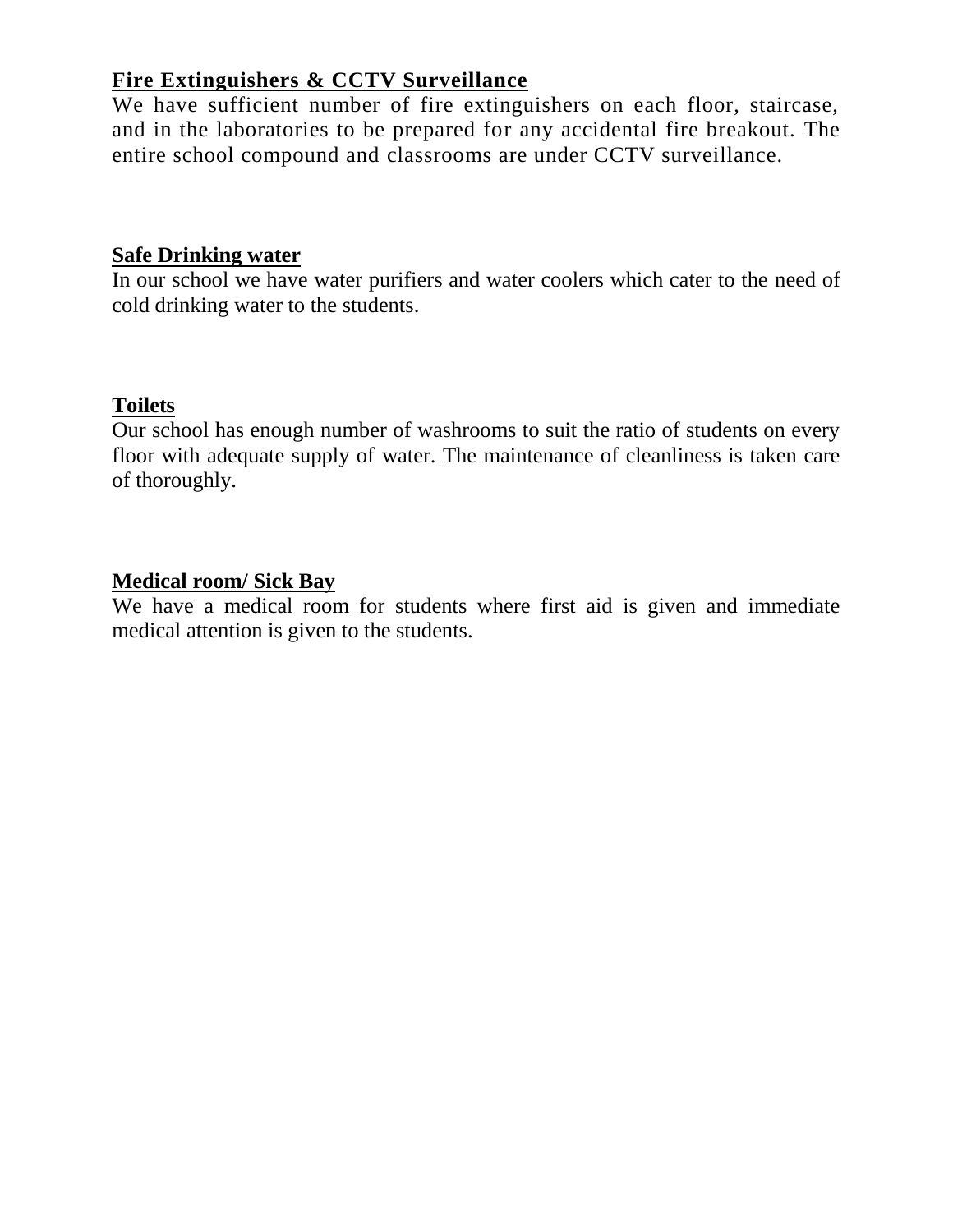**Fire Extinguishers & CCTV Surveillance**

We have sufficient number of fire extinguishers on each floor, staircase, and in the laboratories to be prepared for any accidental fire breakout. The entire school compound and classrooms are under CCTV surveillance.

**Safe Drinking water**

In our school we have water purifiers and water coolers which cater to the need of cold drinking water to the students.

**Toilets**

Our school has enough number of washrooms to suit the ratio of students on every floor with adequate supply of water. The maintenance of cleanliness is taken care of thoroughly.

**Medical room/ Sick Bay**

We have a medical room for students where first aid is given and immediate medical attention is given to the students.